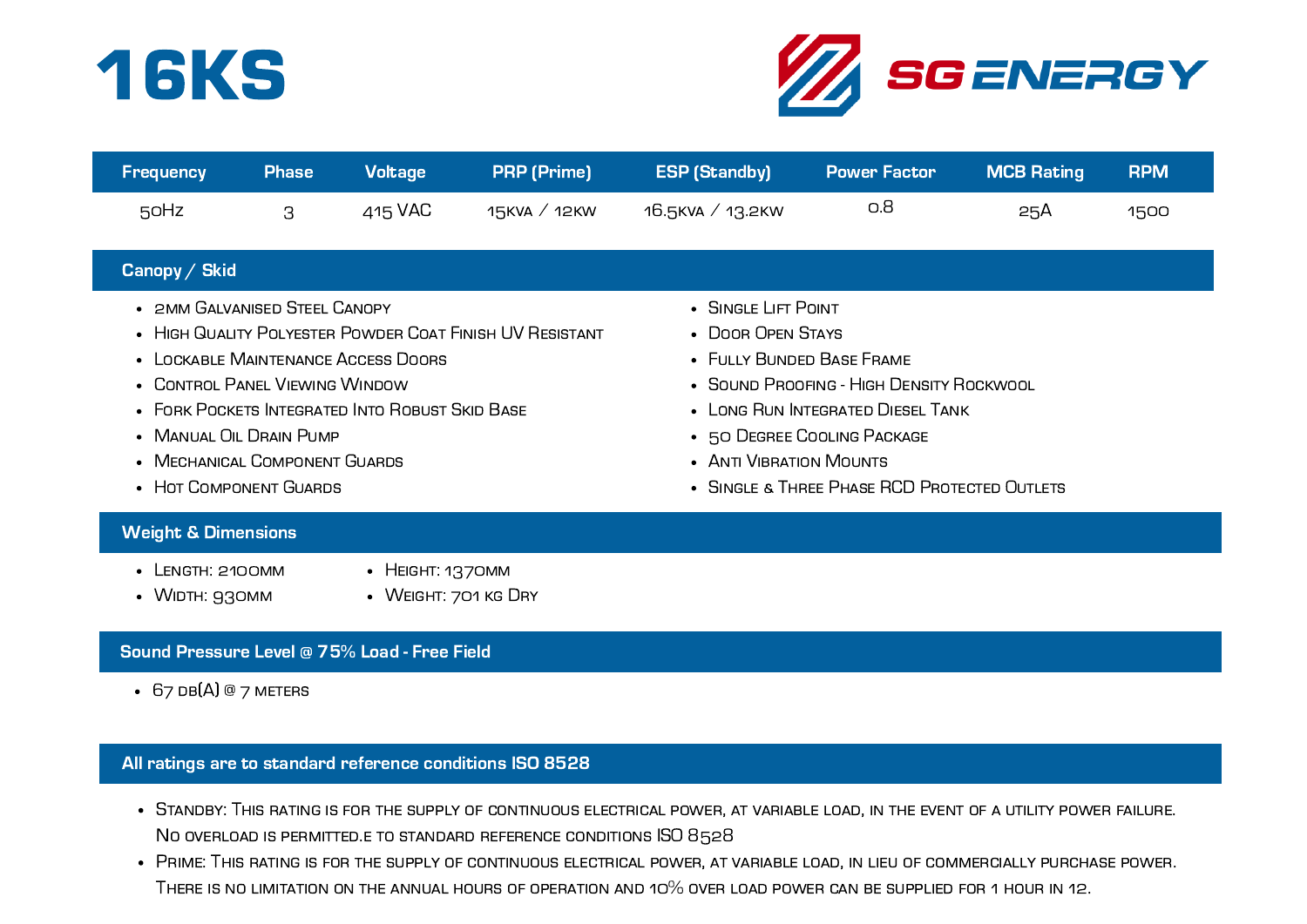# 16KS

SG ENERGY

| Frequency | Phase | Voltage | PRP (Prime) | ESP (Standby) | Power Factor | MCB Rating | RPM |
|---|---|---|---|---|---|---|---|
| 50Hz | 3 | 415 VAC | 15kVA / 12kW | 16.5kVA / 13.2kW | 0.8 | 25A | 1500 |

## Canopy / Skid

- 2mm Galvanised Steel Canopy
- High Quality Polyester Powder Coat Finish UV Resistant
- Lockable Maintenance Access Doors
- Control Panel Viewing Window
- Fork Pockets Integrated Into Robust Skid Base
- Manual Oil Drain Pump
- Mechanical Component Guards
- Hot Component Guards
- Single Lift Point
- Door Open Stays
- Fully Bunded Base Frame
- Sound Proofing - High Density Rockwool
- Long Run Integrated Diesel Tank
- 50 Degree Cooling Package
- Anti Vibration Mounts
- Single & Three Phase RCD Protected Outlets

## Weight & Dimensions

- Length: 2100mm
- Width: 930mm
- Height: 1370mm
- Weight: 701 kg Dry

## Sound Pressure Level @ 75% Load - Free Field

- 67 dB(A) @ 7 meters

## All ratings are to standard reference conditions ISO 8528

- Standby: This rating is for the supply of continuous electrical power, at variable load, in the event of a utility power failure. No overload is permitted.e to standard reference conditions ISO 8528
- Prime: This rating is for the supply of continuous electrical power, at variable load, in lieu of commercially purchase power. There is no limitation on the annual hours of operation and 10% over load power can be supplied for 1 hour in 12.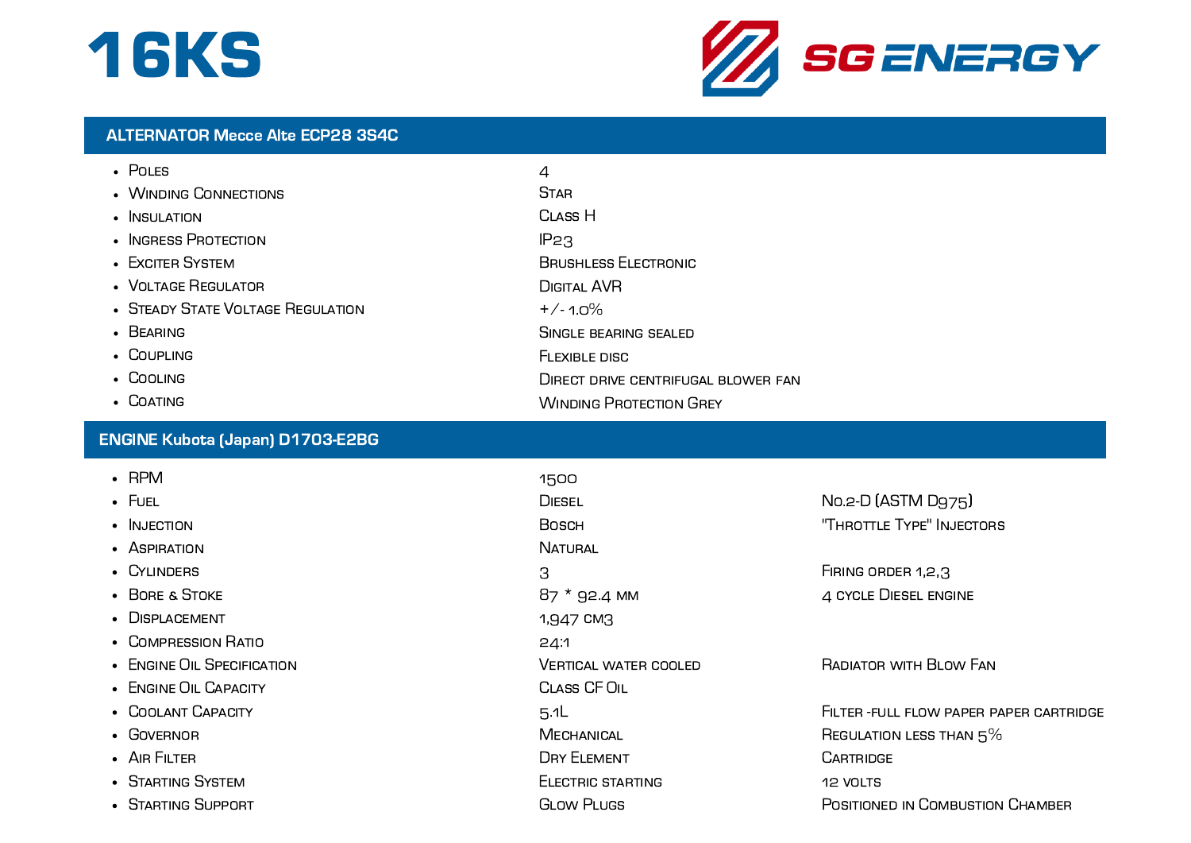# 16KS

SG ENERGY

## ALTERNATOR Mecce Alte ECP28 3S4C

| | |
|---|---|
| Poles | 4 |
| Winding Connections | Star |
| Insulation | Class H |
| Ingress Protection | IP23 |
| Exciter System | Brushless Electronic |
| Voltage Regulator | Digital AVR |
| Steady State Voltage Regulation | +/- 1.0% |
| Bearing | Single bearing sealed |
| Coupling | Flexible disc |
| Cooling | Direct drive centrifugal blower fan |
| Coating | Winding Protection Grey |

## ENGINE Kubota (Japan) D1703-E2BG

| | | |
|---|---|---|
| RPM | 1500 | |
| Fuel | Diesel | No.2-D (ASTM D975) |
| Injection | Bosch | "Throttle Type" Injectors |
| Aspiration | Natural | |
| Cylinders | 3 | Firing order 1,2,3 |
| Bore & Stoke | 87 * 92.4 mm | 4 cycle Diesel engine |
| Displacement | 1,947 cm3 | |
| Compression Ratio | 24:1 | |
| Engine Oil Specification | Vertical water cooled | Radiator with Blow Fan |
| Engine Oil Capacity | Class CF Oil | |
| Coolant Capacity | 5.1L | Filter -full flow paper paper cartridge |
| Governor | Mechanical | Regulation less than 5% |
| Air Filter | Dry Element | Cartridge |
| Starting System | Electric starting | 12 volts |
| Starting Support | Glow Plugs | Positioned in Combustion Chamber |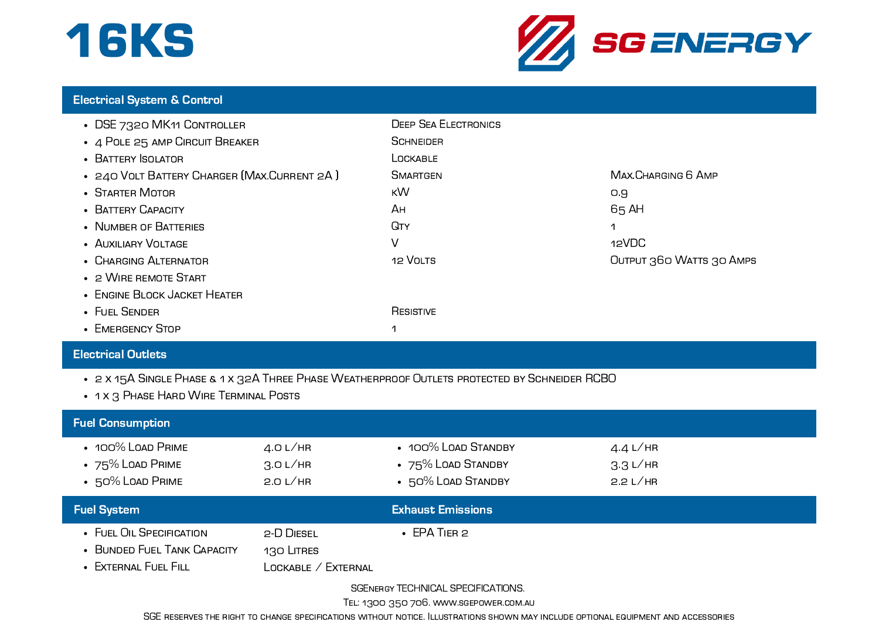# 16KS

SG ENERGY

## Electrical System & Control

| | | |
|---|---|---|
| DSE 7320 MK11 Controller | Deep Sea Electronics | |
| 4 Pole 25 amp Circuit Breaker | Schneider | |
| Battery Isolator | Lockable | |
| 240 Volt Battery Charger (Max.Current 2A ) | Smartgen | Max.Charging 6 Amp |
| Starter Motor | kW | 0.9 |
| Battery Capacity | Ah | 65 AH |
| Number of Batteries | Qty | 1 |
| Auxiliary Voltage | V | 12VDC |
| Charging Alternator | 12 Volts | Output 360 Watts 30 Amps |
| 2 Wire remote Start | | |
| Engine Block Jacket Heater | | |
| Fuel Sender | Resistive | |
| Emergency Stop | 1 | |

## Electrical Outlets

- 2 x 15A Single Phase & 1 x 32A Three Phase Weatherproof Outlets protected by Schneider RCBO
- 1 x 3 Phase Hard Wire Terminal Posts

## Fuel Consumption

| | | | |
|---|---|---|---|
| 100% Load Prime | 4.0 L/hr | 100% Load Standby | 4.4 L/hr |
| 75% Load Prime | 3.0 L/hr | 75% Load Standby | 3.3 L/hr |
| 50% Load Prime | 2.0 L/hr | 50% Load Standby | 2.2 L/hr |

## Fuel System

| | |
|---|---|
| Fuel Oil Specification | 2-D Diesel |
| Bunded Fuel Tank Capacity | 130 Litres |
| External Fuel Fill | Lockable / External |

## Exhaust Emissions

- EPA Tier 2

SGEnergy TECHNICAL SPECIFICATIONS.

Tel: 1300 350 706. www.sgepower.com.au

SGE reserves the right to change specifications without notice. Illustrations shown may include optional equipment and accessories